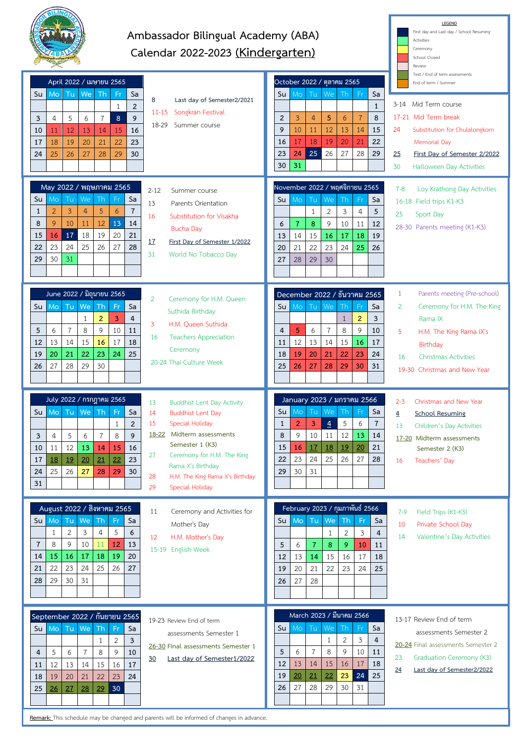# Ambassador Bilingual Academy (ABA)
# Calendar 2022-2023 (Kindergarten)

**LEGEND**
- First day and Last day / School Resuming
- Activities
- Ceremony
- School Closed
- Review
- Test / End of term assessments
- End of term / Summer

## April 2022 / เมษายน 2565

| Su | Mo | Tu | We | Th | Fr | Sa |
|---|---|---|---|---|---|---|
| | | | | | 1 | 2 |
| 3 | 4 | 5 | 6 | 7 | 8 | 9 |
| 10 | 11 | 12 | 13 | 14 | 15 | 16 |
| 17 | 18 | 19 | 20 | 21 | 22 | 23 |
| 24 | 25 | 26 | 27 | 28 | 29 | 30 |

- 8 Last day of Semester2/2021
- 11-15 Songkran Festival
- 18-29 Summer course

## October 2022 / ตุลาคม 2565

| Su | Mo | Tu | We | Th | Fr | Sa |
|---|---|---|---|---|---|---|
| | | | | | | 1 |
| 2 | 3 | 4 | 5 | 6 | 7 | 8 |
| 9 | 10 | 11 | 12 | 13 | 14 | 15 |
| 16 | 17 | 18 | 19 | 20 | 21 | 22 |
| 23 | 24 | 25 | 26 | 27 | 28 | 29 |
| 30 | 31 | | | | | |

- 3-14 Mid Term course
- 17-21 Mid Term break
- 24 Substitution for Chulalongkorn Memorial Day
- 25 First Day of Semester 2/2022
- 30 Halloween Day Activities

## May 2022 / พฤษภาคม 2565

| Su | Mo | Tu | We | Th | Fr | Sa |
|---|---|---|---|---|---|---|
| 1 | 2 | 3 | 4 | 5 | 6 | 7 |
| 8 | 9 | 10 | 11 | 12 | 13 | 14 |
| 15 | 16 | 17 | 18 | 19 | 20 | 21 |
| 22 | 23 | 24 | 25 | 26 | 27 | 28 |
| 29 | 30 | 31 | | | | |

- 2-12 Summer course
- 13 Parents Orientation
- 16 Substitution for Visakha Bucha Day
- 17 First Day of Semester 1/2022
- 31 World No Tobacco Day

## November 2022 / พฤศจิกายน 2565

| Su | Mo | Tu | We | Th | Fr | Sa |
|---|---|---|---|---|---|---|
| | | 1 | 2 | 3 | 4 | 5 |
| 6 | 7 | 8 | 9 | 10 | 11 | 12 |
| 13 | 14 | 15 | 16 | 17 | 18 | 19 |
| 20 | 21 | 22 | 23 | 24 | 25 | 26 |
| 27 | 28 | 29 | 30 | | | |

- 7-8 Loy Krathong Day Activities
- 16-18 Field trips K1-K3
- 25 Sport Day
- 28-30 Parents meeting (K1-K3)

## June 2022 / มิถุนายน 2565

| Su | Mo | Tu | We | Th | Fr | Sa |
|---|---|---|---|---|---|---|
| | | | 1 | 2 | 3 | 4 |
| 5 | 6 | 7 | 8 | 9 | 10 | 11 |
| 12 | 13 | 14 | 15 | 16 | 17 | 18 |
| 19 | 20 | 21 | 22 | 23 | 24 | 25 |
| 26 | 27 | 28 | 29 | 30 | | |

- 2 Ceremony for H.M. Queen Suthida Birthday
- 3 H.M. Queen Suthida
- 16 Teachers Appreciation Ceremony
- 20-24 Thai Culture Week

## December 2022 / ธันวาคม 2565

| Su | Mo | Tu | We | Th | Fr | Sa |
|---|---|---|---|---|---|---|
| | | | | 1 | 2 | 3 |
| 4 | 5 | 6 | 7 | 8 | 9 | 10 |
| 11 | 12 | 13 | 14 | 15 | 16 | 17 |
| 18 | 19 | 20 | 21 | 22 | 23 | 24 |
| 25 | 26 | 27 | 28 | 29 | 30 | 31 |

- 1 Parents meeting (Pre-school)
- 2 Ceremony for H.M. The King Rama IX
- 5 H.M. The King Rama IX's Birthday
- 16 Christmas Activities
- 19-30 Christmas and New Year

## July 2022 / กรกฎาคม 2565

| Su | Mo | Tu | We | Th | Fr | Sa |
|---|---|---|---|---|---|---|
| | | | | | 1 | 2 |
| 3 | 4 | 5 | 6 | 7 | 8 | 9 |
| 10 | 11 | 12 | 13 | 14 | 15 | 16 |
| 17 | 18 | 19 | 20 | 21 | 22 | 23 |
| 24 | 25 | 26 | 27 | 28 | 29 | 30 |
| 31 | | | | | | |

- 13 Buddhist Lent Day Activity
- 14 Buddhist Lent Day
- 15 Special Holiday
- 18-22 Midterm assessments Semester 1 (K3)
- 27 Ceremony for H.M. The King Rama X's Birthday
- 28 H.M. The King Rama X's Birthday
- 29 Special Holiday

## January 2023 / มกราคม 2566

| Su | Mo | Tu | We | Th | Fr | Sa |
|---|---|---|---|---|---|---|
| 1 | 2 | 3 | 4 | 5 | 6 | 7 |
| 8 | 9 | 10 | 11 | 12 | 13 | 14 |
| 15 | 16 | 17 | 18 | 19 | 20 | 21 |
| 22 | 23 | 24 | 25 | 26 | 27 | 28 |
| 29 | 30 | 31 | | | | |

- 2-3 Christmas and New Year
- 4 School Resuming
- 13 Children's Day Activities
- 17-20 Midterm assessments Semester 2 (K3)
- 16 Teachers' Day

## August 2022 / สิงหาคม 2565

| Su | Mo | Tu | We | Th | Fr | Sa |
|---|---|---|---|---|---|---|
| | 1 | 2 | 3 | 4 | 5 | 6 |
| 7 | 8 | 9 | 10 | 11 | 12 | 13 |
| 14 | 15 | 16 | 17 | 18 | 19 | 20 |
| 21 | 22 | 23 | 24 | 25 | 26 | 27 |
| 28 | 29 | 30 | 31 | | | |

- 11 Ceremony and Activities for Mother's Day
- 12 H.M. Mother's Day
- 15-19 English Week

## February 2023 / กุมภาพันธ์ 2566

| Su | Mo | Tu | We | Th | Fr | Sa |
|---|---|---|---|---|---|---|
| | | | 1 | 2 | 3 | 4 |
| 5 | 6 | 7 | 8 | 9 | 10 | 11 |
| 12 | 13 | 14 | 15 | 16 | 17 | 18 |
| 19 | 20 | 21 | 22 | 23 | 24 | 25 |
| 26 | 27 | 28 | | | | |

- 7-9 Field Trips (K1-K3)
- 10 Private School Day
- 14 Valentine's Day Activities

## September 2022 / กันยายน 2565

| Su | Mo | Tu | We | Th | Fr | Sa |
|---|---|---|---|---|---|---|
| | | | | 1 | 2 | 3 |
| 4 | 5 | 6 | 7 | 8 | 9 | 10 |
| 11 | 12 | 13 | 14 | 15 | 16 | 17 |
| 18 | 19 | 20 | 21 | 22 | 23 | 24 |
| 25 | 26 | 27 | 28 | 29 | 30 | |

- 19-23 Review End of term assessments Semester 1
- 26-30 Final assessments Semester 1
- 30 Last day of Semester1/2022

## March 2023 / มีนาคม 2566

| Su | Mo | Tu | We | Th | Fr | Sa |
|---|---|---|---|---|---|---|
| | | | 1 | 2 | 3 | 4 |
| 5 | 6 | 7 | 8 | 9 | 10 | 11 |
| 12 | 13 | 14 | 15 | 16 | 17 | 18 |
| 19 | 20 | 21 | 22 | 23 | 24 | 25 |
| 26 | 27 | 28 | 29 | 30 | 31 | |

- 13-17 Review End of term assessments Semester 2
- 20-24 Final assessments Semester 2
- 23 Graduation Ceremony (K3)
- 24 Last day of Semester2/2022

Remark: This schedule may be changed and parents will be informed of changes in advance.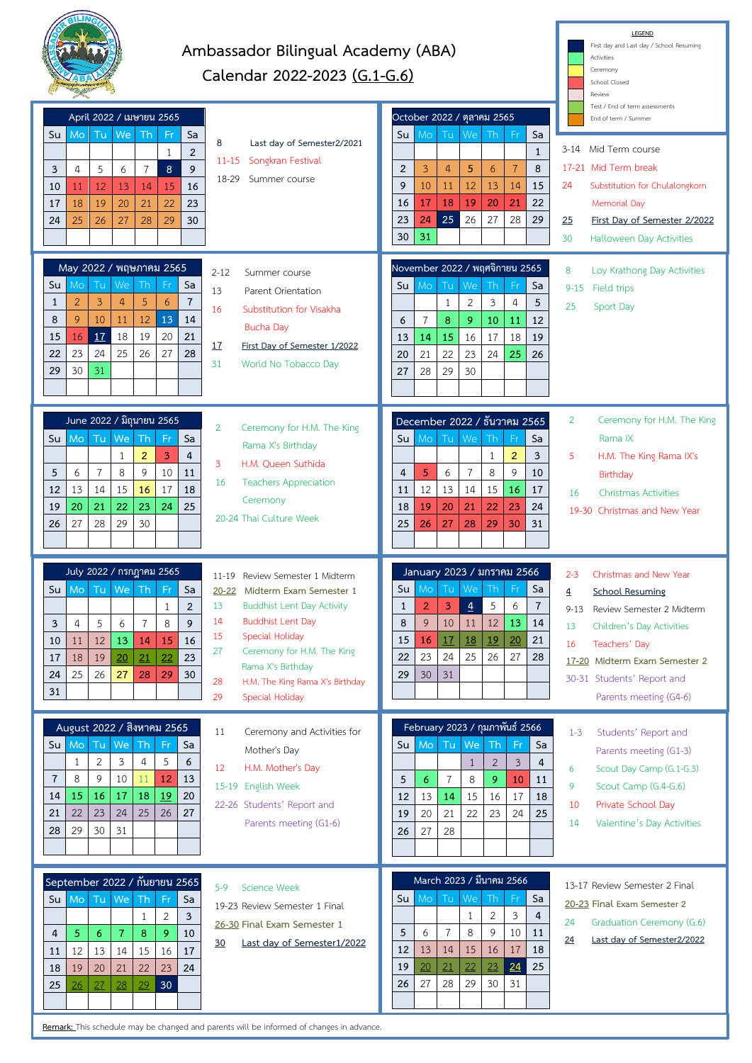# Ambassador Bilingual Academy (ABA)

## Calendar 2022-2023 (G.1-G.6)

**LEGEND**

- First day and Last day / School Resuming
- Activities
- Ceremony
- School Closed
- Review
- Test / End of term assessments
- End of term / Summer

### April 2022 / เมษายน 2565

| Su | Mo | Tu | We | Th | Fr | Sa |
|---|---|---|---|---|---|---|
| | | | | | 1 | 2 |
| 3 | 4 | 5 | 6 | 7 | 8 | 9 |
| 10 | 11 | 12 | 13 | 14 | 15 | 16 |
| 17 | 18 | 19 | 20 | 21 | 22 | 23 |
| 24 | 25 | 26 | 27 | 28 | 29 | 30 |

- 8 Last day of Semester2/2021
- 11-15 Songkran Festival
- 18-29 Summer course

### May 2022 / พฤษภาคม 2565

| Su | Mo | Tu | We | Th | Fr | Sa |
|---|---|---|---|---|---|---|
| 1 | 2 | 3 | 4 | 5 | 6 | 7 |
| 8 | 9 | 10 | 11 | 12 | 13 | 14 |
| 15 | 16 | 17 | 18 | 19 | 20 | 21 |
| 22 | 23 | 24 | 25 | 26 | 27 | 28 |
| 29 | 30 | 31 | | | | |

- 2-12 Summer course
- 13 Parent Orientation
- 16 Substitution for Visakha Bucha Day
- 17 First Day of Semester 1/2022
- 31 World No Tobacco Day

### June 2022 / มิถุนายน 2565

| Su | Mo | Tu | We | Th | Fr | Sa |
|---|---|---|---|---|---|---|
| | | | 1 | 2 | 3 | 4 |
| 5 | 6 | 7 | 8 | 9 | 10 | 11 |
| 12 | 13 | 14 | 15 | 16 | 17 | 18 |
| 19 | 20 | 21 | 22 | 23 | 24 | 25 |
| 26 | 27 | 28 | 29 | 30 | | |

- 2 Ceremony for H.M. The King Rama X's Birthday
- 3 H.M. Queen Suthida
- 16 Teachers Appreciation Ceremony
- 20-24 Thai Culture Week

### July 2022 / กรกฎาคม 2565

| Su | Mo | Tu | We | Th | Fr | Sa |
|---|---|---|---|---|---|---|
| | | | | | 1 | 2 |
| 3 | 4 | 5 | 6 | 7 | 8 | 9 |
| 10 | 11 | 12 | 13 | 14 | 15 | 16 |
| 17 | 18 | 19 | 20 | 21 | 22 | 23 |
| 24 | 25 | 26 | 27 | 28 | 29 | 30 |
| 31 | | | | | | |

- 11-19 Review Semester 1 Midterm
- 20-22 Midterm Exam Semester 1
- 13 Buddhist Lent Day Activity
- 14 Buddhist Lent Day
- 15 Special Holiday
- 27 Ceremony for H.M. The King Rama X's Birthday
- 28 H.M. The King Rama X's Birthday
- 29 Special Holiday

### August 2022 / สิงหาคม 2565

| Su | Mo | Tu | We | Th | Fr | Sa |
|---|---|---|---|---|---|---|
| | 1 | 2 | 3 | 4 | 5 | 6 |
| 7 | 8 | 9 | 10 | 11 | 12 | 13 |
| 14 | 15 | 16 | 17 | 18 | 19 | 20 |
| 21 | 22 | 23 | 24 | 25 | 26 | 27 |
| 28 | 29 | 30 | 31 | | | |

- 11 Ceremony and Activities for Mother's Day
- 12 H.M. Mother's Day
- 15-19 English Week
- 22-26 Students' Report and Parents meeting (G1-6)

### September 2022 / กันยายน 2565

| Su | Mo | Tu | We | Th | Fr | Sa |
|---|---|---|---|---|---|---|
| | | | | 1 | 2 | 3 |
| 4 | 5 | 6 | 7 | 8 | 9 | 10 |
| 11 | 12 | 13 | 14 | 15 | 16 | 17 |
| 18 | 19 | 20 | 21 | 22 | 23 | 24 |
| 25 | 26 | 27 | 28 | 29 | 30 | |

- 5-9 Science Week
- 19-23 Review Semester 1 Final
- 26-30 Final Exam Semester 1
- 30 Last day of Semester1/2022

### October 2022 / ตุลาคม 2565

| Su | Mo | Tu | We | Th | Fr | Sa |
|---|---|---|---|---|---|---|
| | | | | | | 1 |
| 2 | 3 | 4 | 5 | 6 | 7 | 8 |
| 9 | 10 | 11 | 12 | 13 | 14 | 15 |
| 16 | 17 | 18 | 19 | 20 | 21 | 22 |
| 23 | 24 | 25 | 26 | 27 | 28 | 29 |
| 30 | 31 | | | | | |

- 3-14 Mid Term course
- 17-21 Mid Term break
- 24 Substitution for Chulalongkorn Memorial Day
- 25 First Day of Semester 2/2022
- 30 Halloween Day Activities

### November 2022 / พฤศจิกายน 2565

| Su | Mo | Tu | We | Th | Fr | Sa |
|---|---|---|---|---|---|---|
| | | 1 | 2 | 3 | 4 | 5 |
| 6 | 7 | 8 | 9 | 10 | 11 | 12 |
| 13 | 14 | 15 | 16 | 17 | 18 | 19 |
| 20 | 21 | 22 | 23 | 24 | 25 | 26 |
| 27 | 28 | 29 | 30 | | | |

- 8 Loy Krathong Day Activities
- 9-15 Field trips
- 25 Sport Day

### December 2022 / ธันวาคม 2565

| Su | Mo | Tu | We | Th | Fr | Sa |
|---|---|---|---|---|---|---|
| | | | | 1 | 2 | 3 |
| 4 | 5 | 6 | 7 | 8 | 9 | 10 |
| 11 | 12 | 13 | 14 | 15 | 16 | 17 |
| 18 | 19 | 20 | 21 | 22 | 23 | 24 |
| 25 | 26 | 27 | 28 | 29 | 30 | 31 |

- 2 Ceremony for H.M. The King Rama IX
- 5 H.M. The King Rama IX's Birthday
- 16 Christmas Activities
- 19-30 Christmas and New Year

### January 2023 / มกราคม 2566

| Su | Mo | Tu | We | Th | Fr | Sa |
|---|---|---|---|---|---|---|
| 1 | 2 | 3 | 4 | 5 | 6 | 7 |
| 8 | 9 | 10 | 11 | 12 | 13 | 14 |
| 15 | 16 | 17 | 18 | 19 | 20 | 21 |
| 22 | 23 | 24 | 25 | 26 | 27 | 28 |
| 29 | 30 | 31 | | | | |

- 2-3 Christmas and New Year
- 4 School Resuming
- 9-13 Review Semester 2 Midterm
- 13 Children's Day Activities
- 16 Teachers' Day
- 17-20 Midterm Exam Semester 2
- 30-31 Students' Report and Parents meeting (G4-6)

### February 2023 / กุมภาพันธ์ 2566

| Su | Mo | Tu | We | Th | Fr | Sa |
|---|---|---|---|---|---|---|
| | | | 1 | 2 | 3 | 4 |
| 5 | 6 | 7 | 8 | 9 | 10 | 11 |
| 12 | 13 | 14 | 15 | 16 | 17 | 18 |
| 19 | 20 | 21 | 22 | 23 | 24 | 25 |
| 26 | 27 | 28 | | | | |

- 1-3 Students' Report and Parents meeting (G1-3)
- 6 Scout Day Camp (G.1-G.3)
- 9 Scout Camp (G.4-G.6)
- 10 Private School Day
- 14 Valentine's Day Activities

### March 2023 / มีนาคม 2566

| Su | Mo | Tu | We | Th | Fr | Sa |
|---|---|---|---|---|---|---|
| | | | 1 | 2 | 3 | 4 |
| 5 | 6 | 7 | 8 | 9 | 10 | 11 |
| 12 | 13 | 14 | 15 | 16 | 17 | 18 |
| 19 | 20 | 21 | 22 | 23 | 24 | 25 |
| 26 | 27 | 28 | 29 | 30 | 31 | |

- 13-17 Review Semester 2 Final
- 20-23 Final Exam Semester 2
- 24 Graduation Ceremony (G.6)
- 24 Last day of Semester2/2022

Remark: This schedule may be changed and parents will be informed of changes in advance.